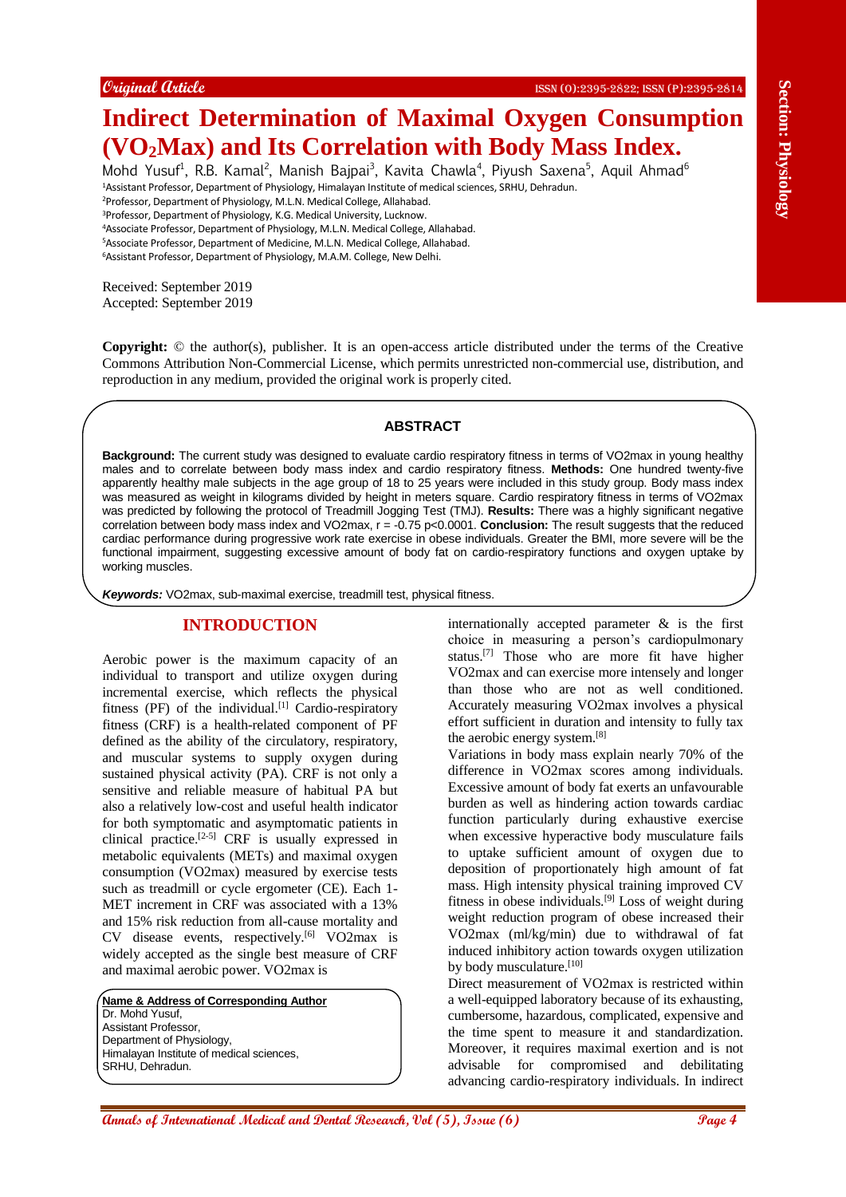Original Article

# Indirect Determination of Maximal Oxygen Consumption ($VO_2$Max) and Its Correlation with Body Mass Index.

Mohd Yusuf[1], R.B. Kamal[2], Manish Bajpai[3], Kavita Chawla[4], Piyush Saxena[5], Aquil Ahmad[6]

[1]Assistant Professor, Department of Physiology, Himalayan Institute of medical sciences, SRHU, Dehradun.
[2]Professor, Department of Physiology, M.L.N. Medical College, Allahabad.
[3]Professor, Department of Physiology, K.G. Medical University, Lucknow.
[4]Associate Professor, Department of Physiology, M.L.N. Medical College, Allahabad.
[5]Associate Professor, Department of Medicine, M.L.N. Medical College, Allahabad.
[6]Assistant Professor, Department of Physiology, M.A.M. College, New Delhi.

Received: September 2019
Accepted: September 2019

**Copyright:** © the author(s), publisher. It is an open-access article distributed under the terms of the Creative Commons Attribution Non-Commercial License, which permits unrestricted non-commercial use, distribution, and reproduction in any medium, provided the original work is properly cited.

## ABSTRACT

**Background:** The current study was designed to evaluate cardio respiratory fitness in terms of VO2max in young healthy males and to correlate between body mass index and cardio respiratory fitness. **Methods:** One hundred twenty-five apparently healthy male subjects in the age group of 18 to 25 years were included in this study group. Body mass index was measured as weight in kilograms divided by height in meters square. Cardio respiratory fitness in terms of VO2max was predicted by following the protocol of Treadmill Jogging Test (TMJ). **Results:** There was a highly significant negative correlation between body mass index and VO2max, $r = -0.75$ $p<0.0001$. **Conclusion:** The result suggests that the reduced cardiac performance during progressive work rate exercise in obese individuals. Greater the BMI, more severe will be the functional impairment, suggesting excessive amount of body fat on cardio-respiratory functions and oxygen uptake by working muscles.

***Keywords:*** VO2max, sub-maximal exercise, treadmill test, physical fitness.

## INTRODUCTION

Aerobic power is the maximum capacity of an individual to transport and utilize oxygen during incremental exercise, which reflects the physical fitness (PF) of the individual.[1] Cardio-respiratory fitness (CRF) is a health-related component of PF defined as the ability of the circulatory, respiratory, and muscular systems to supply oxygen during sustained physical activity (PA). CRF is not only a sensitive and reliable measure of habitual PA but also a relatively low-cost and useful health indicator for both symptomatic and asymptomatic patients in clinical practice.[2-5] CRF is usually expressed in metabolic equivalents (METs) and maximal oxygen consumption (VO2max) measured by exercise tests such as treadmill or cycle ergometer (CE). Each 1-MET increment in CRF was associated with a 13% and 15% risk reduction from all-cause mortality and CV disease events, respectively.[6] VO2max is widely accepted as the single best measure of CRF and maximal aerobic power. VO2max is internationally accepted parameter & is the first choice in measuring a person's cardiopulmonary status.[7] Those who are more fit have higher VO2max and can exercise more intensely and longer than those who are not as well conditioned. Accurately measuring VO2max involves a physical effort sufficient in duration and intensity to fully tax the aerobic energy system.[8]

Variations in body mass explain nearly 70% of the difference in VO2max scores among individuals. Excessive amount of body fat exerts an unfavourable burden as well as hindering action towards cardiac function particularly during exhaustive exercise when excessive hyperactive body musculature fails to uptake sufficient amount of oxygen due to deposition of proportionately high amount of fat mass. High intensity physical training improved CV fitness in obese individuals.[9] Loss of weight during weight reduction program of obese increased their VO2max (ml/kg/min) due to withdrawal of fat induced inhibitory action towards oxygen utilization by body musculature.[10]

Direct measurement of VO2max is restricted within a well-equipped laboratory because of its exhausting, cumbersome, hazardous, complicated, expensive and the time spent to measure it and standardization. Moreover, it requires maximal exertion and is not advisable for compromised and debilitating advancing cardio-respiratory individuals. In indirect

**Name & Address of Corresponding Author**
Dr. Mohd Yusuf,
Assistant Professor,
Department of Physiology,
Himalayan Institute of medical sciences,
SRHU, Dehradun.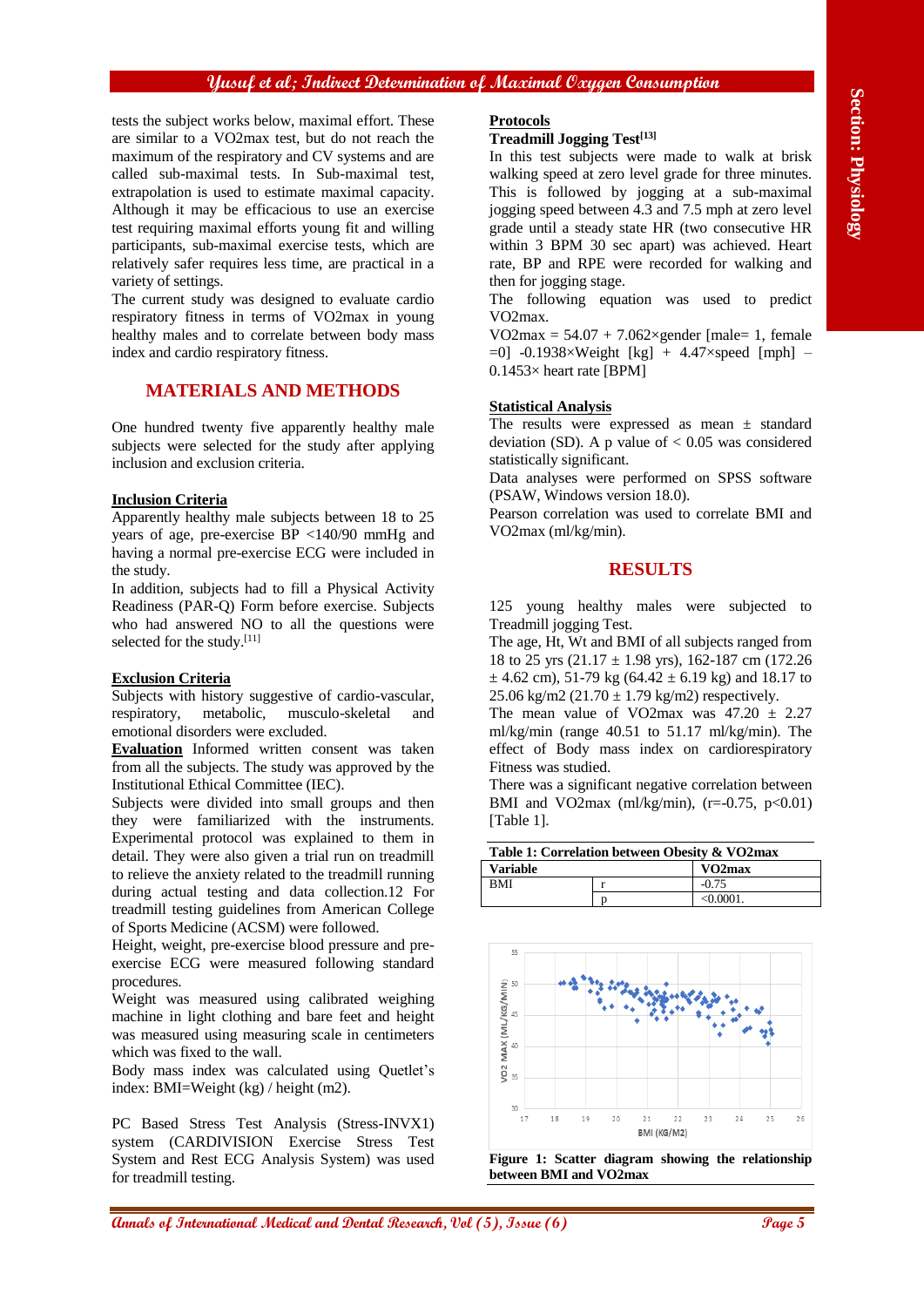tests the subject works below, maximal effort. These are similar to a VO2max test, but do not reach the maximum of the respiratory and CV systems and are called sub-maximal tests. In Sub-maximal test, extrapolation is used to estimate maximal capacity. Although it may be efficacious to use an exercise test requiring maximal efforts young fit and willing participants, sub-maximal exercise tests, which are relatively safer requires less time, are practical in a variety of settings.

The current study was designed to evaluate cardio respiratory fitness in terms of VO2max in young healthy males and to correlate between body mass index and cardio respiratory fitness.

## MATERIALS AND METHODS

One hundred twenty five apparently healthy male subjects were selected for the study after applying inclusion and exclusion criteria.

**Inclusion Criteria**

Apparently healthy male subjects between 18 to 25 years of age, pre-exercise BP <140/90 mmHg and having a normal pre-exercise ECG were included in the study.

In addition, subjects had to fill a Physical Activity Readiness (PAR-Q) Form before exercise. Subjects who had answered NO to all the questions were selected for the study.[11]

**Exclusion Criteria**

Subjects with history suggestive of cardio-vascular, respiratory, metabolic, musculo-skeletal and emotional disorders were excluded.

**Evaluation** Informed written consent was taken from all the subjects. The study was approved by the Institutional Ethical Committee (IEC).

Subjects were divided into small groups and then they were familiarized with the instruments. Experimental protocol was explained to them in detail. They were also given a trial run on treadmill to relieve the anxiety related to the treadmill running during actual testing and data collection.12 For treadmill testing guidelines from American College of Sports Medicine (ACSM) were followed.

Height, weight, pre-exercise blood pressure and pre-exercise ECG were measured following standard procedures.

Weight was measured using calibrated weighing machine in light clothing and bare feet and height was measured using measuring scale in centimeters which was fixed to the wall.

Body mass index was calculated using Quetlet's index: BMI=Weight (kg) / height (m2).

PC Based Stress Test Analysis (Stress-INVX1) system (CARDIVISION Exercise Stress Test System and Rest ECG Analysis System) was used for treadmill testing.

**Protocols**

**Treadmill Jogging Test[13]**

In this test subjects were made to walk at brisk walking speed at zero level grade for three minutes. This is followed by jogging at a sub-maximal jogging speed between 4.3 and 7.5 mph at zero level grade until a steady state HR (two consecutive HR within 3 BPM 30 sec apart) was achieved. Heart rate, BP and RPE were recorded for walking and then for jogging stage.

The following equation was used to predict VO2max.

VO2max = 54.07 + 7.062×gender [male= 1, female =0] -0.1938×Weight [kg] + 4.47×speed [mph] – 0.1453× heart rate [BPM]

**Statistical Analysis**

The results were expressed as mean ± standard deviation (SD). A p value of < 0.05 was considered statistically significant.

Data analyses were performed on SPSS software (PSAW, Windows version 18.0).

Pearson correlation was used to correlate BMI and VO2max (ml/kg/min).

## RESULTS

125 young healthy males were subjected to Treadmill jogging Test.

The age, Ht, Wt and BMI of all subjects ranged from 18 to 25 yrs (21.17 ± 1.98 yrs), 162-187 cm (172.26 ± 4.62 cm), 51-79 kg (64.42 ± 6.19 kg) and 18.17 to 25.06 kg/m2 (21.70 ± 1.79 kg/m2) respectively.

The mean value of VO2max was 47.20 ± 2.27 ml/kg/min (range 40.51 to 51.17 ml/kg/min). The effect of Body mass index on cardiorespiratory Fitness was studied.

There was a significant negative correlation between BMI and VO2max (ml/kg/min), (r=-0.75, p<0.01) [Table 1].

**Table 1: Correlation between Obesity & VO2max**

| Variable | | VO2max |
|---|---|---|
| BMI | r | -0.75 |
| | p | <0.0001. |

**Figure 1: Scatter diagram showing the relationship between BMI and VO2max**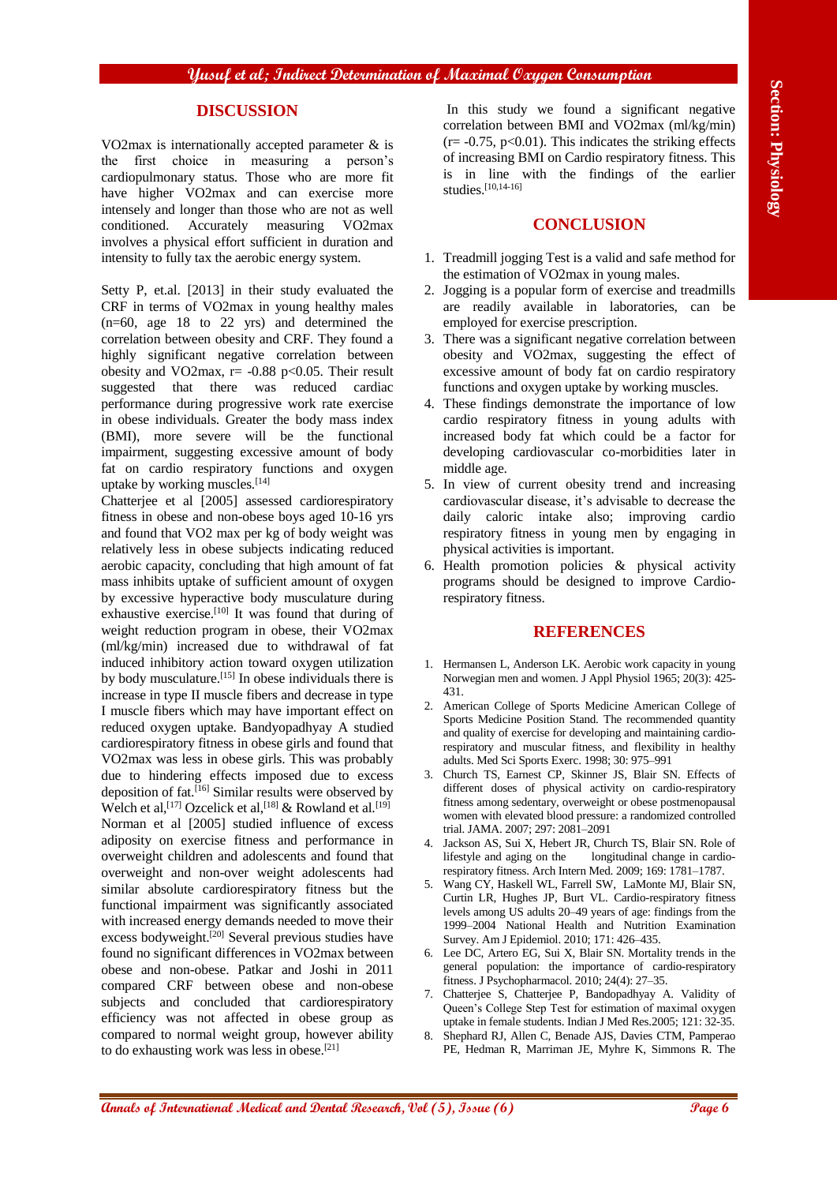## DISCUSSION

VO2max is internationally accepted parameter & is the first choice in measuring a person's cardiopulmonary status. Those who are more fit have higher VO2max and can exercise more intensely and longer than those who are not as well conditioned. Accurately measuring VO2max involves a physical effort sufficient in duration and intensity to fully tax the aerobic energy system.

Setty P, et.al. [2013] in their study evaluated the CRF in terms of VO2max in young healthy males (n=60, age 18 to 22 yrs) and determined the correlation between obesity and CRF. They found a highly significant negative correlation between obesity and VO2max, r= -0.88 p<0.05. Their result suggested that there was reduced cardiac performance during progressive work rate exercise in obese individuals. Greater the body mass index (BMI), more severe will be the functional impairment, suggesting excessive amount of body fat on cardio respiratory functions and oxygen uptake by working muscles.[14]

Chatterjee et al [2005] assessed cardiorespiratory fitness in obese and non-obese boys aged 10-16 yrs and found that VO2 max per kg of body weight was relatively less in obese subjects indicating reduced aerobic capacity, concluding that high amount of fat mass inhibits uptake of sufficient amount of oxygen by excessive hyperactive body musculature during exhaustive exercise.[10] It was found that during of weight reduction program in obese, their VO2max (ml/kg/min) increased due to withdrawal of fat induced inhibitory action toward oxygen utilization by body musculature.[15] In obese individuals there is increase in type II muscle fibers and decrease in type I muscle fibers which may have important effect on reduced oxygen uptake. Bandyopadhyay A studied cardiorespiratory fitness in obese girls and found that VO2max was less in obese girls. This was probably due to hindering effects imposed due to excess deposition of fat.[16] Similar results were observed by Welch et al,[17] Ozcelick et al,[18] & Rowland et al.[19] Norman et al [2005] studied influence of excess adiposity on exercise fitness and performance in overweight children and adolescents and found that overweight and non-over weight adolescents had similar absolute cardiorespiratory fitness but the functional impairment was significantly associated with increased energy demands needed to move their excess bodyweight.[20] Several previous studies have found no significant differences in VO2max between obese and non-obese. Patkar and Joshi in 2011 compared CRF between obese and non-obese subjects and concluded that cardiorespiratory efficiency was not affected in obese group as compared to normal weight group, however ability to do exhausting work was less in obese.[21]

In this study we found a significant negative correlation between BMI and VO2max (ml/kg/min) (r= -0.75, p<0.01). This indicates the striking effects of increasing BMI on Cardio respiratory fitness. This is in line with the findings of the earlier studies.[10,14-16]

## CONCLUSION

1. Treadmill jogging Test is a valid and safe method for the estimation of VO2max in young males.
2. Jogging is a popular form of exercise and treadmills are readily available in laboratories, can be employed for exercise prescription.
3. There was a significant negative correlation between obesity and VO2max, suggesting the effect of excessive amount of body fat on cardio respiratory functions and oxygen uptake by working muscles.
4. These findings demonstrate the importance of low cardio respiratory fitness in young adults with increased body fat which could be a factor for developing cardiovascular co-morbidities later in middle age.
5. In view of current obesity trend and increasing cardiovascular disease, it's advisable to decrease the daily caloric intake also; improving cardio respiratory fitness in young men by engaging in physical activities is important.
6. Health promotion policies & physical activity programs should be designed to improve Cardio-respiratory fitness.

## REFERENCES

1. Hermansen L, Anderson LK. Aerobic work capacity in young Norwegian men and women. J Appl Physiol 1965; 20(3): 425-431.
2. American College of Sports Medicine American College of Sports Medicine Position Stand. The recommended quantity and quality of exercise for developing and maintaining cardio-respiratory and muscular fitness, and flexibility in healthy adults. Med Sci Sports Exerc. 1998; 30: 975–991
3. Church TS, Earnest CP, Skinner JS, Blair SN. Effects of different doses of physical activity on cardio-respiratory fitness among sedentary, overweight or obese postmenopausal women with elevated blood pressure: a randomized controlled trial. JAMA. 2007; 297: 2081–2091
4. Jackson AS, Sui X, Hebert JR, Church TS, Blair SN. Role of lifestyle and aging on the longitudinal change in cardio-respiratory fitness. Arch Intern Med. 2009; 169: 1781–1787.
5. Wang CY, Haskell WL, Farrell SW, LaMonte MJ, Blair SN, Curtin LR, Hughes JP, Burt VL. Cardio-respiratory fitness levels among US adults 20–49 years of age: findings from the 1999–2004 National Health and Nutrition Examination Survey. Am J Epidemiol. 2010; 171: 426–435.
6. Lee DC, Artero EG, Sui X, Blair SN. Mortality trends in the general population: the importance of cardio-respiratory fitness. J Psychopharmacol. 2010; 24(4): 27–35.
7. Chatterjee S, Chatterjee P, Bandopadhyay A. Validity of Queen's College Step Test for estimation of maximal oxygen uptake in female students. Indian J Med Res.2005; 121: 32-35.
8. Shephard RJ, Allen C, Benade AJS, Davies CTM, Pamperao PE, Hedman R, Marriman JE, Myhre K, Simmons R. The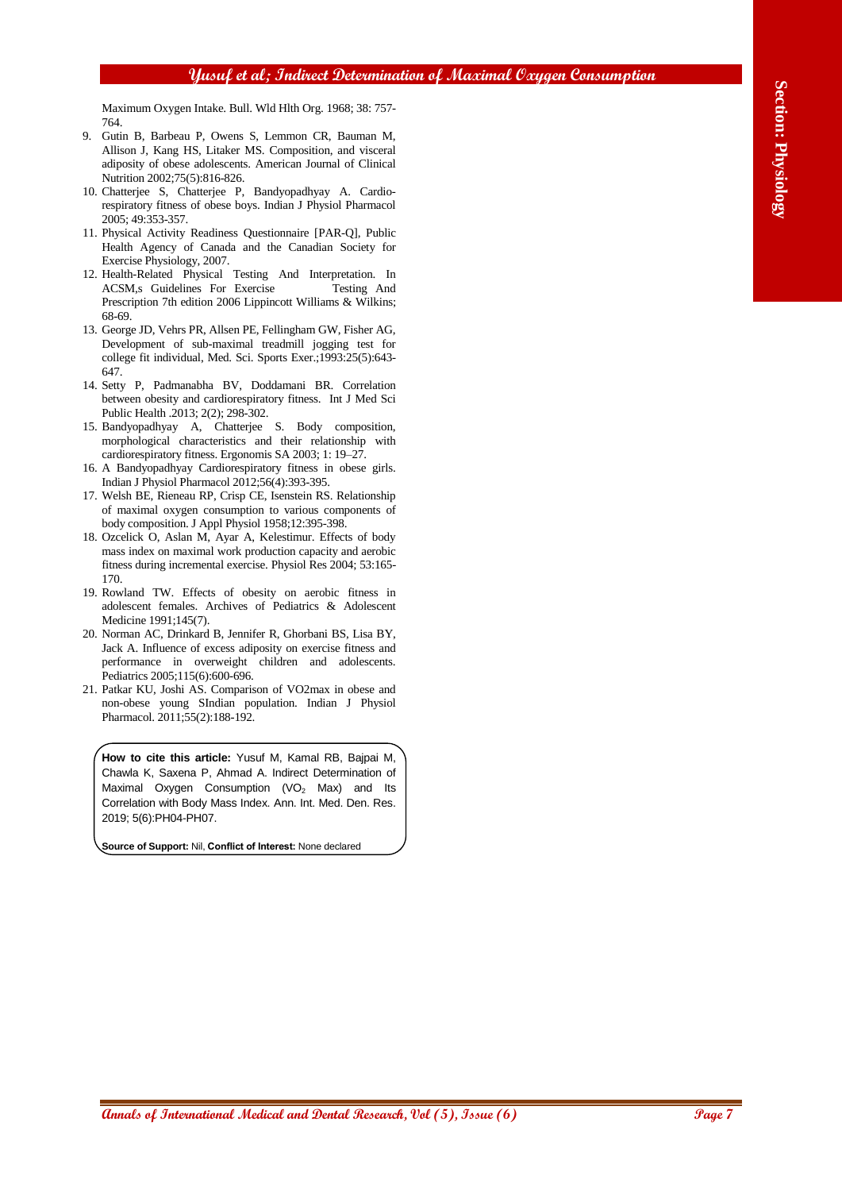Maximum Oxygen Intake. Bull. Wld Hlth Org. 1968; 38: 757-764.

9. Gutin B, Barbeau P, Owens S, Lemmon CR, Bauman M, Allison J, Kang HS, Litaker MS. Composition, and visceral adiposity of obese adolescents. American Journal of Clinical Nutrition 2002;75(5):816-826.
10. Chatterjee S, Chatterjee P, Bandyopadhyay A. Cardio-respiratory fitness of obese boys. Indian J Physiol Pharmacol 2005; 49:353-357.
11. Physical Activity Readiness Questionnaire [PAR-Q], Public Health Agency of Canada and the Canadian Society for Exercise Physiology, 2007.
12. Health-Related Physical Testing And Interpretation. In ACSM,s Guidelines For Exercise Testing And Prescription 7th edition 2006 Lippincott Williams & Wilkins; 68-69.
13. George JD, Vehrs PR, Allsen PE, Fellingham GW, Fisher AG, Development of sub-maximal treadmill jogging test for college fit individual, Med. Sci. Sports Exer.;1993:25(5):643-647.
14. Setty P, Padmanabha BV, Doddamani BR. Correlation between obesity and cardiorespiratory fitness. Int J Med Sci Public Health .2013; 2(2); 298-302.
15. Bandyopadhyay A, Chatterjee S. Body composition, morphological characteristics and their relationship with cardiorespiratory fitness. Ergonomis SA 2003; 1: 19–27.
16. A Bandyopadhyay Cardiorespiratory fitness in obese girls. Indian J Physiol Pharmacol 2012;56(4):393-395.
17. Welsh BE, Rieneau RP, Crisp CE, Isenstein RS. Relationship of maximal oxygen consumption to various components of body composition. J Appl Physiol 1958;12:395-398.
18. Ozcelick O, Aslan M, Ayar A, Kelestimur. Effects of body mass index on maximal work production capacity and aerobic fitness during incremental exercise. Physiol Res 2004; 53:165-170.
19. Rowland TW. Effects of obesity on aerobic fitness in adolescent females. Archives of Pediatrics & Adolescent Medicine 1991;145(7).
20. Norman AC, Drinkard B, Jennifer R, Ghorbani BS, Lisa BY, Jack A. Influence of excess adiposity on exercise fitness and performance in overweight children and adolescents. Pediatrics 2005;115(6):600-696.
21. Patkar KU, Joshi AS. Comparison of VO2max in obese and non-obese young SIndian population. Indian J Physiol Pharmacol. 2011;55(2):188-192.

**How to cite this article:** Yusuf M, Kamal RB, Bajpai M, Chawla K, Saxena P, Ahmad A. Indirect Determination of Maximal Oxygen Consumption ($VO_2$ Max) and Its Correlation with Body Mass Index. Ann. Int. Med. Den. Res. 2019; 5(6):PH04-PH07.

**Source of Support:** Nil, **Conflict of Interest:** None declared